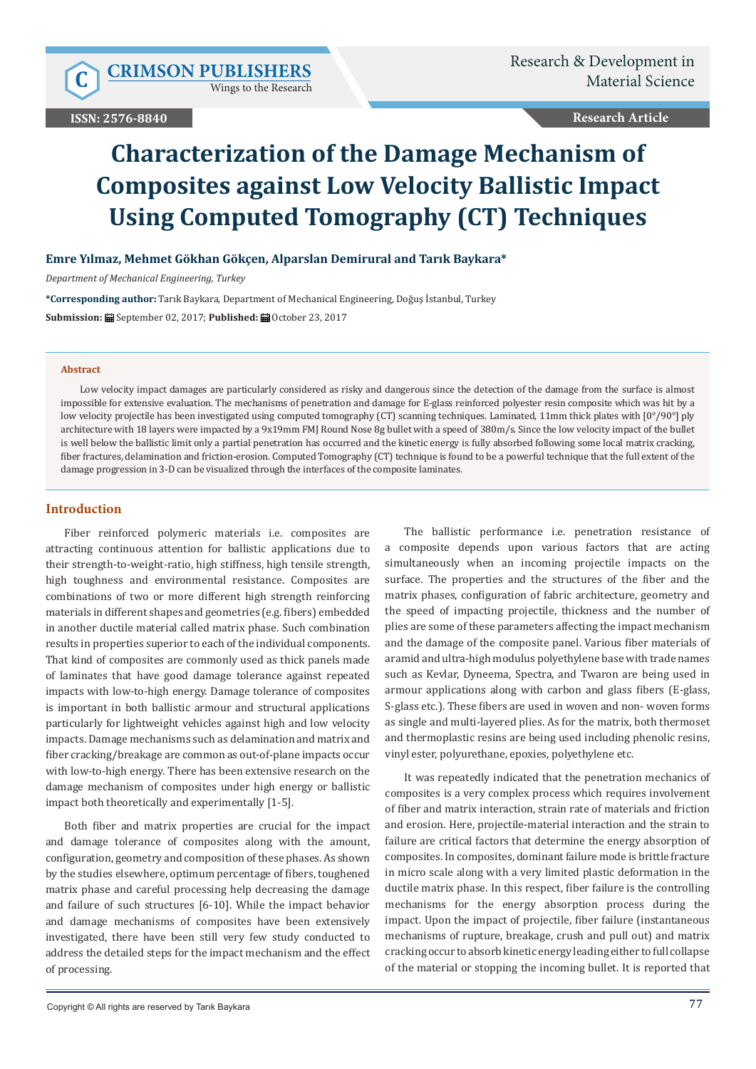# Characterization of the Damage Mechanism of Composites against Low Velocity Ballistic Impact Using Computed Tomography (CT) Techniques

**Emre Yılmaz, Mehmet Gökhan Gökçen, Alparslan Demirural and Tarık Baykara***

*Department of Mechanical Engineering, Turkey*

**\*Corresponding author:** Tarık Baykara, Department of Mechanical Engineering, Doğuş İstanbul, Turkey

**Submission:** September 02, 2017; **Published:** October 23, 2017

### Abstract

Low velocity impact damages are particularly considered as risky and dangerous since the detection of the damage from the surface is almost impossible for extensive evaluation. The mechanisms of penetration and damage for E-glass reinforced polyester resin composite which was hit by a low velocity projectile has been investigated using computed tomography (CT) scanning techniques. Laminated, 11mm thick plates with [0°/90°] ply architecture with 18 layers were impacted by a 9x19mm FMJ Round Nose 8g bullet with a speed of 380m/s. Since the low velocity impact of the bullet is well below the ballistic limit only a partial penetration has occurred and the kinetic energy is fully absorbed following some local matrix cracking, fiber fractures, delamination and friction-erosion. Computed Tomography (CT) technique is found to be a powerful technique that the full extent of the damage progression in 3-D can be visualized through the interfaces of the composite laminates.

## Introduction

Fiber reinforced polymeric materials i.e. composites are attracting continuous attention for ballistic applications due to their strength-to-weight-ratio, high stiffness, high tensile strength, high toughness and environmental resistance. Composites are combinations of two or more different high strength reinforcing materials in different shapes and geometries (e.g. fibers) embedded in another ductile material called matrix phase. Such combination results in properties superior to each of the individual components. That kind of composites are commonly used as thick panels made of laminates that have good damage tolerance against repeated impacts with low-to-high energy. Damage tolerance of composites is important in both ballistic armour and structural applications particularly for lightweight vehicles against high and low velocity impacts. Damage mechanisms such as delamination and matrix and fiber cracking/breakage are common as out-of-plane impacts occur with low-to-high energy. There has been extensive research on the damage mechanism of composites under high energy or ballistic impact both theoretically and experimentally [1-5].

Both fiber and matrix properties are crucial for the impact and damage tolerance of composites along with the amount, configuration, geometry and composition of these phases. As shown by the studies elsewhere, optimum percentage of fibers, toughened matrix phase and careful processing help decreasing the damage and failure of such structures [6-10]. While the impact behavior and damage mechanisms of composites have been extensively investigated, there have been still very few study conducted to address the detailed steps for the impact mechanism and the effect of processing.

The ballistic performance i.e. penetration resistance of a composite depends upon various factors that are acting simultaneously when an incoming projectile impacts on the surface. The properties and the structures of the fiber and the matrix phases, configuration of fabric architecture, geometry and the speed of impacting projectile, thickness and the number of plies are some of these parameters affecting the impact mechanism and the damage of the composite panel. Various fiber materials of aramid and ultra-high modulus polyethylene base with trade names such as Kevlar, Dyneema, Spectra, and Twaron are being used in armour applications along with carbon and glass fibers (E-glass, S-glass etc.). These fibers are used in woven and non- woven forms as single and multi-layered plies. As for the matrix, both thermoset and thermoplastic resins are being used including phenolic resins, vinyl ester, polyurethane, epoxies, polyethylene etc.

It was repeatedly indicated that the penetration mechanics of composites is a very complex process which requires involvement of fiber and matrix interaction, strain rate of materials and friction and erosion. Here, projectile-material interaction and the strain to failure are critical factors that determine the energy absorption of composites. In composites, dominant failure mode is brittle fracture in micro scale along with a very limited plastic deformation in the ductile matrix phase. In this respect, fiber failure is the controlling mechanisms for the energy absorption process during the impact. Upon the impact of projectile, fiber failure (instantaneous mechanisms of rupture, breakage, crush and pull out) and matrix cracking occur to absorb kinetic energy leading either to full collapse of the material or stopping the incoming bullet. It is reported that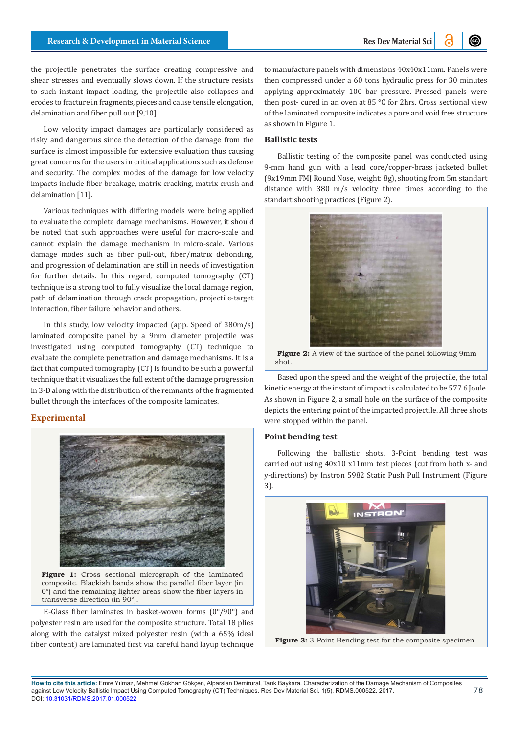the projectile penetrates the surface creating compressive and shear stresses and eventually slows down. If the structure resists to such instant impact loading, the projectile also collapses and erodes to fracture in fragments, pieces and cause tensile elongation, delamination and fiber pull out [9,10].

Low velocity impact damages are particularly considered as risky and dangerous since the detection of the damage from the surface is almost impossible for extensive evaluation thus causing great concerns for the users in critical applications such as defense and security. The complex modes of the damage for low velocity impacts include fiber breakage, matrix cracking, matrix crush and delamination [11].

Various techniques with differing models were being applied to evaluate the complete damage mechanisms. However, it should be noted that such approaches were useful for macro-scale and cannot explain the damage mechanism in micro-scale. Various damage modes such as fiber pull-out, fiber/matrix debonding, and progression of delamination are still in needs of investigation for further details. In this regard, computed tomography (CT) technique is a strong tool to fully visualize the local damage region, path of delamination through crack propagation, projectile-target interaction, fiber failure behavior and others.

In this study, low velocity impacted (app. Speed of 380m/s) laminated composite panel by a 9mm diameter projectile was investigated using computed tomography (CT) technique to evaluate the complete penetration and damage mechanisms. It is a fact that computed tomography (CT) is found to be such a powerful technique that it visualizes the full extent of the damage progression in 3-D along with the distribution of the remnants of the fragmented bullet through the interfaces of the composite laminates.

## Experimental

**Figure 1:** Cross sectional micrograph of the laminated composite. Blackish bands show the parallel fiber layer (in 0°) and the remaining lighter areas show the fiber layers in transverse direction (in 90°).

E-Glass fiber laminates in basket-woven forms (0°/90°) and polyester resin are used for the composite structure. Total 18 plies along with the catalyst mixed polyester resin (with a 65% ideal fiber content) are laminated first via careful hand layup technique to manufacture panels with dimensions 40x40x11mm. Panels were then compressed under a 60 tons hydraulic press for 30 minutes applying approximately 100 bar pressure. Pressed panels were then post- cured in an oven at 85 °C for 2hrs. Cross sectional view of the laminated composite indicates a pore and void free structure as shown in Figure 1.

### Ballistic tests

Ballistic testing of the composite panel was conducted using 9-mm hand gun with a lead core/copper-brass jacketed bullet (9x19mm FMJ Round Nose, weight: 8g), shooting from 5m standart distance with 380 m/s velocity three times according to the standard shooting practices (Figure 2).

**Figure 2:** A view of the surface of the panel following 9mm shot.

Based upon the speed and the weight of the projectile, the total kinetic energy at the instant of impact is calculated to be 577.6 Joule. As shown in Figure 2, a small hole on the surface of the composite depicts the entering point of the impacted projectile. All three shots were stopped within the panel.

### Point bending test

Following the ballistic shots, 3-Point bending test was carried out using 40x10 x11mm test pieces (cut from both x- and y-directions) by Instron 5982 Static Push Pull Instrument (Figure 3).

**Figure 3:** 3-Point Bending test for the composite specimen.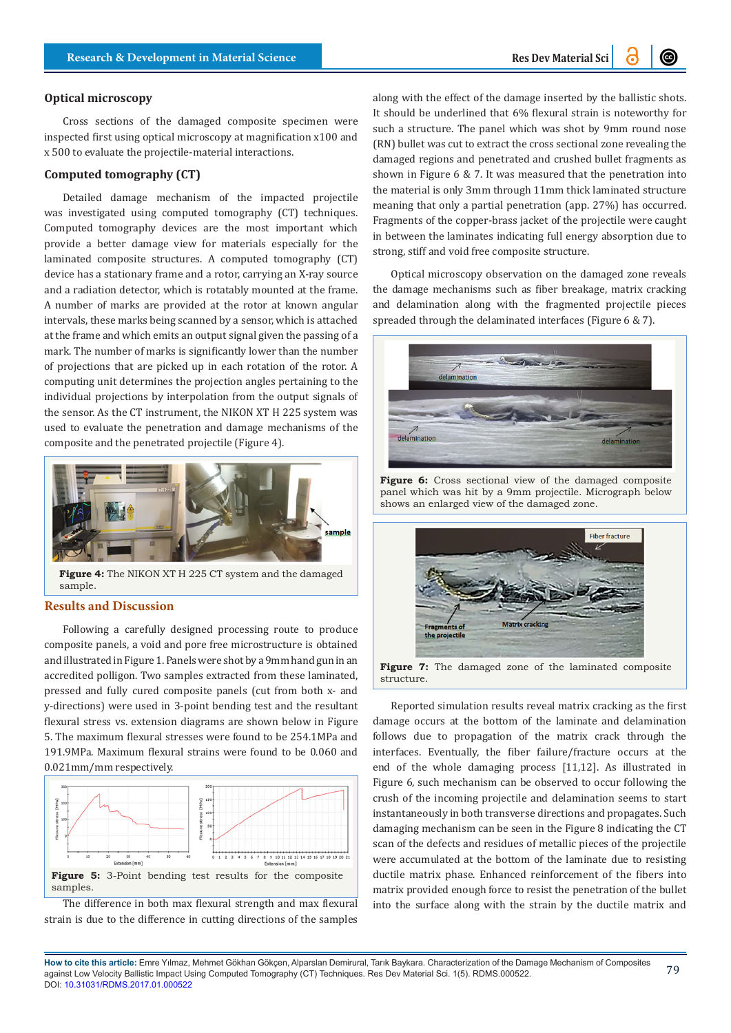### Optical microscopy

Cross sections of the damaged composite specimen were inspected first using optical microscopy at magnification x100 and x 500 to evaluate the projectile-material interactions.

### Computed tomography (CT)

Detailed damage mechanism of the impacted projectile was investigated using computed tomography (CT) techniques. Computed tomography devices are the most important which provide a better damage view for materials especially for the laminated composite structures. A computed tomography (CT) device has a stationary frame and a rotor, carrying an X-ray source and a radiation detector, which is rotatably mounted at the frame. A number of marks are provided at the rotor at known angular intervals, these marks being scanned by a sensor, which is attached at the frame and which emits an output signal given the passing of a mark. The number of marks is significantly lower than the number of projections that are picked up in each rotation of the rotor. A computing unit determines the projection angles pertaining to the individual projections by interpolation from the output signals of the sensor. As the CT instrument, the NIKON XT H 225 system was used to evaluate the penetration and damage mechanisms of the composite and the penetrated projectile (Figure 4).

**Figure 4:** The NIKON XT H 225 CT system and the damaged sample.

## Results and Discussion

Following a carefully designed processing route to produce composite panels, a void and pore free microstructure is obtained and illustrated in Figure 1. Panels were shot by a 9mm hand gun in an accredited polligon. Two samples extracted from these laminated, pressed and fully cured composite panels (cut from both x- and y-directions) were used in 3-point bending test and the resultant flexural stress vs. extension diagrams are shown below in Figure 5. The maximum flexural stresses were found to be 254.1MPa and 191.9MPa. Maximum flexural strains were found to be 0.060 and 0.021mm/mm respectively.

**Figure 5:** 3-Point bending test results for the composite samples.

The difference in both max flexural strength and max flexural strain is due to the difference in cutting directions of the samples along with the effect of the damage inserted by the ballistic shots. It should be underlined that 6% flexural strain is noteworthy for such a structure. The panel which was shot by 9mm round nose (RN) bullet was cut to extract the cross sectional zone revealing the damaged regions and penetrated and crushed bullet fragments as shown in Figure 6 & 7. It was measured that the penetration into the material is only 3mm through 11mm thick laminated structure meaning that only a partial penetration (app. 27%) has occurred. Fragments of the copper-brass jacket of the projectile were caught in between the laminates indicating full energy absorption due to strong, stiff and void free composite structure.

Optical microscopy observation on the damaged zone reveals the damage mechanisms such as fiber breakage, matrix cracking and delamination along with the fragmented projectile pieces spreaded through the delaminated interfaces (Figure 6 & 7).

**Figure 6:** Cross sectional view of the damaged composite panel which was hit by a 9mm projectile. Micrograph below shows an enlarged view of the damaged zone.

**Figure 7:** The damaged zone of the laminated composite structure.

Reported simulation results reveal matrix cracking as the first damage occurs at the bottom of the laminate and delamination follows due to propagation of the matrix crack through the interfaces. Eventually, the fiber failure/fracture occurs at the end of the whole damaging process [11,12]. As illustrated in Figure 6, such mechanism can be observed to occur following the crush of the incoming projectile and delamination seems to start instantaneously in both transverse directions and propagates. Such damaging mechanism can be seen in the Figure 8 indicating the CT scan of the defects and residues of metallic pieces of the projectile were accumulated at the bottom of the laminate due to resisting ductile matrix phase. Enhanced reinforcement of the fibers into matrix provided enough force to resist the penetration of the bullet into the surface along with the strain by the ductile matrix and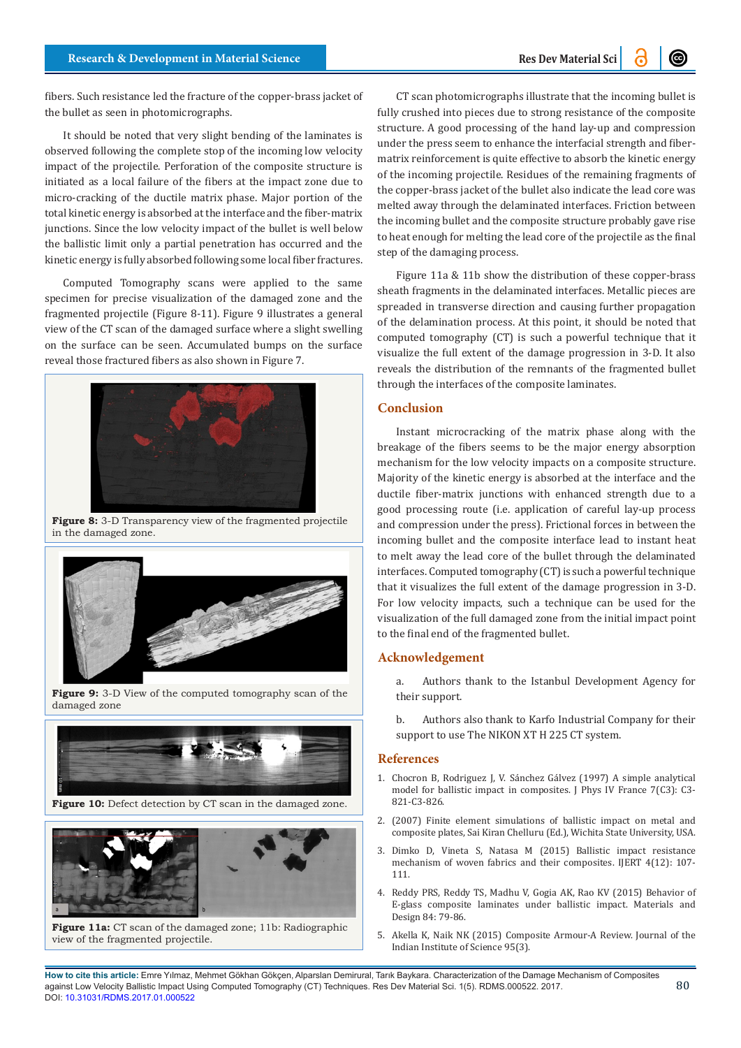fibers. Such resistance led the fracture of the copper-brass jacket of the bullet as seen in photomicrographs.

It should be noted that very slight bending of the laminates is observed following the complete stop of the incoming low velocity impact of the projectile. Perforation of the composite structure is initiated as a local failure of the fibers at the impact zone due to micro-cracking of the ductile matrix phase. Major portion of the total kinetic energy is absorbed at the interface and the fiber-matrix junctions. Since the low velocity impact of the bullet is well below the ballistic limit only a partial penetration has occurred and the kinetic energy is fully absorbed following some local fiber fractures.

Computed Tomography scans were applied to the same specimen for precise visualization of the damaged zone and the fragmented projectile (Figure 8-11). Figure 9 illustrates a general view of the CT scan of the damaged surface where a slight swelling on the surface can be seen. Accumulated bumps on the surface reveal those fractured fibers as also shown in Figure 7.

**Figure 8:** 3-D Transparency view of the fragmented projectile in the damaged zone.

**Figure 9:** 3-D View of the computed tomography scan of the damaged zone

**Figure 10:** Defect detection by CT scan in the damaged zone.

**Figure 11a:** CT scan of the damaged zone; 11b: Radiographic view of the fragmented projectile.

CT scan photomicrographs illustrate that the incoming bullet is fully crushed into pieces due to strong resistance of the composite structure. A good processing of the hand lay-up and compression under the press seem to enhance the interfacial strength and fiber-matrix reinforcement is quite effective to absorb the kinetic energy of the incoming projectile. Residues of the remaining fragments of the copper-brass jacket of the bullet also indicate the lead core was melted away through the delaminated interfaces. Friction between the incoming bullet and the composite structure probably gave rise to heat enough for melting the lead core of the projectile as the final step of the damaging process.

Figure 11a & 11b show the distribution of these copper-brass sheath fragments in the delaminated interfaces. Metallic pieces are spreaded in transverse direction and causing further propagation of the delamination process. At this point, it should be noted that computed tomography (CT) is such a powerful technique that it visualize the full extent of the damage progression in 3-D. It also reveals the distribution of the remnants of the fragmented bullet through the interfaces of the composite laminates.

## Conclusion

Instant microcracking of the matrix phase along with the breakage of the fibers seems to be the major energy absorption mechanism for the low velocity impacts on a composite structure. Majority of the kinetic energy is absorbed at the interface and the ductile fiber-matrix junctions with enhanced strength due to a good processing route (i.e. application of careful lay-up process and compression under the press). Frictional forces in between the incoming bullet and the composite interface lead to instant heat to melt away the lead core of the bullet through the delaminated interfaces. Computed tomography (CT) is such a powerful technique that it visualizes the full extent of the damage progression in 3-D. For low velocity impacts, such a technique can be used for the visualization of the full damaged zone from the initial impact point to the final end of the fragmented bullet.

## Acknowledgement

a. Authors thank to the Istanbul Development Agency for their support.

b. Authors also thank to Karfo Industrial Company for their support to use The NIKON XT H 225 CT system.

## References

1. Chocron B, Rodriguez J, V. Sánchez Gálvez (1997) A simple analytical model for ballistic impact in composites. J Phys IV France 7(C3): C3-821-C3-826.
2. (2007) Finite element simulations of ballistic impact on metal and composite plates, Sai Kiran Chelluru (Ed.), Wichita State University, USA.
3. Dimko D, Vineta S, Natasa M (2015) Ballistic impact resistance mechanism of woven fabrics and their composites. IJERT 4(12): 107-111.
4. Reddy PRS, Reddy TS, Madhu V, Gogia AK, Rao KV (2015) Behavior of E-glass composite laminates under ballistic impact. Materials and Design 84: 79-86.
5. Akella K, Naik NK (2015) Composite Armour-A Review. Journal of the Indian Institute of Science 95(3).

**How to cite this article:** Emre Yılmaz, Mehmet Gökhan Gökçen, Alparslan Demirural, Tarık Baykara. Characterization of the Damage Mechanism of Composites against Low Velocity Ballistic Impact Using Computed Tomography (CT) Techniques. Res Dev Material Sci. 1(5). RDMS.000522. 2017. DOI: 10.31031/RDMS.2017.01.000522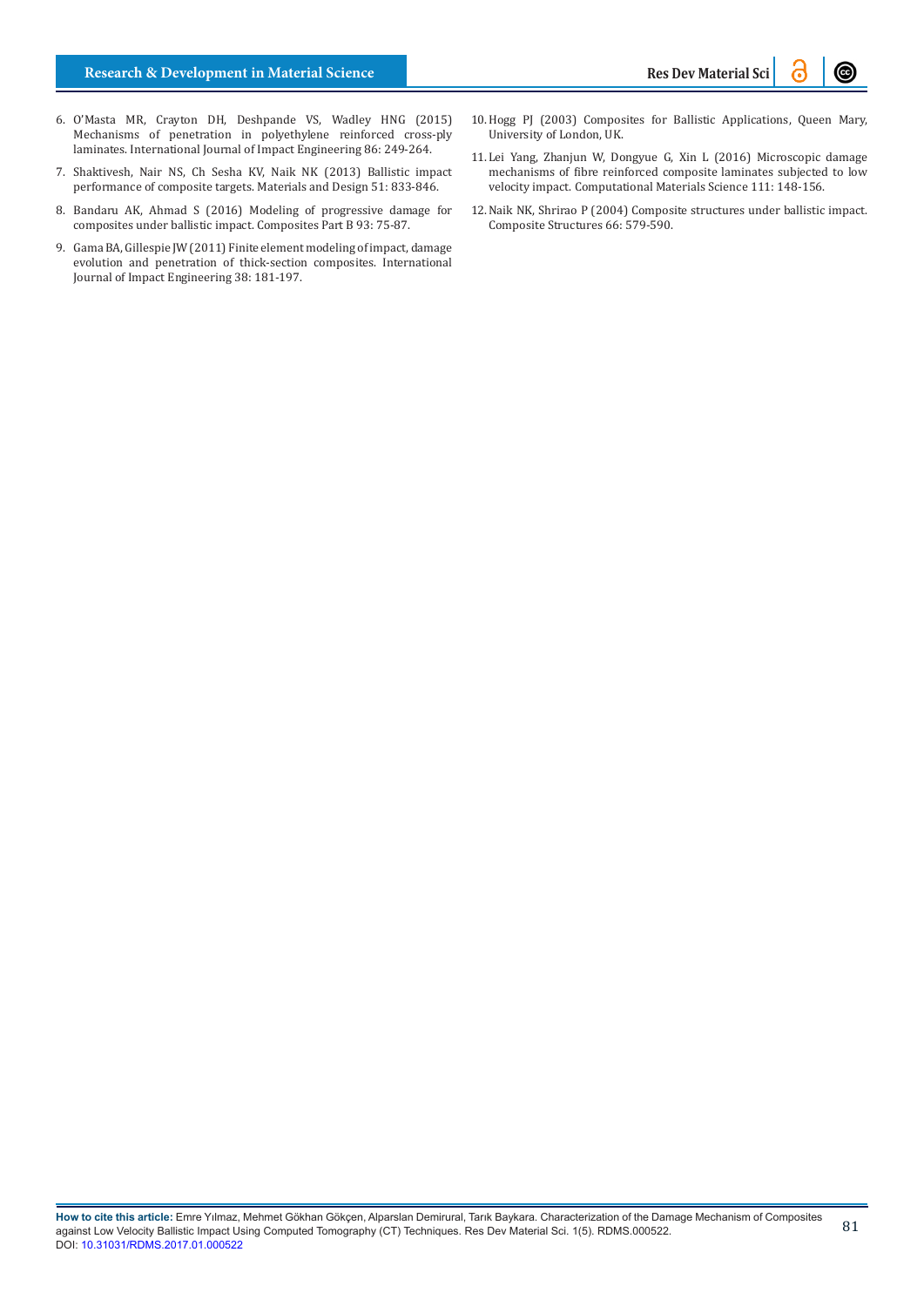6. O'Masta MR, Crayton DH, Deshpande VS, Wadley HNG (2015) Mechanisms of penetration in polyethylene reinforced cross-ply laminates. International Journal of Impact Engineering 86: 249-264.
7. Shaktivesh, Nair NS, Ch Sesha KV, Naik NK (2013) Ballistic impact performance of composite targets. Materials and Design 51: 833-846.
8. Bandaru AK, Ahmad S (2016) Modeling of progressive damage for composites under ballistic impact. Composites Part B 93: 75-87.
9. Gama BA, Gillespie JW (2011) Finite element modeling of impact, damage evolution and penetration of thick-section composites. International Journal of Impact Engineering 38: 181-197.
10. Hogg PJ (2003) Composites for Ballistic Applications, Queen Mary, University of London, UK.
11. Lei Yang, Zhanjun W, Dongyue G, Xin L (2016) Microscopic damage mechanisms of fibre reinforced composite laminates subjected to low velocity impact. Computational Materials Science 111: 148-156.
12. Naik NK, Shrirao P (2004) Composite structures under ballistic impact. Composite Structures 66: 579-590.